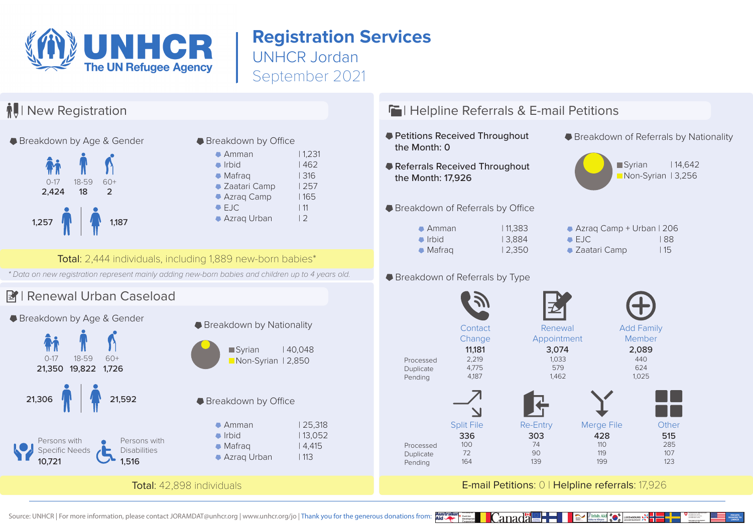# UNHCR The UN Refugee Agency

# Registration Services

## UNHCR Jordan

## September 2021

## New Registration

### Breakdown by Age & Gender

| 0-17 | 18-59 | 60+ |
|---|---|---|
| 2,424 | 18 | 2 |

Male: 1,257 | Female: 1,187

### Breakdown by Office

| Office | |
|---|---|
| Amman | 1,231 |
| Irbid | 462 |
| Mafraq | 316 |
| Zaatari Camp | 257 |
| Azraq Camp | 165 |
| EJC | 11 |
| Azraq Urban | 2 |

**Total:** 2,444 individuals, including 1,889 new-born babies*

*\* Data on new registration represent mainly adding new-born babies and children up to 4 years old.*

## Renewal Urban Caseload

### Breakdown by Age & Gender

| 0-17 | 18-59 | 60+ |
|---|---|---|
| 21,350 | 19,822 | 1,726 |

Male: 21,306 | Female: 21,592

Persons with Specific Needs: 10,721

Persons with Disabilities: 1,516

### Breakdown by Nationality

| Nationality | |
|---|---|
| Syrian | 40,048 |
| Non-Syrian | 2,850 |

### Breakdown by Office

| Office | |
|---|---|
| Amman | 25,318 |
| Irbid | 13,052 |
| Mafraq | 4,415 |
| Azraq Urban | 113 |

**Total:** 42,898 individuals

## Helpline Referrals & E-mail Petitions

**Petitions Received Throughout the Month: 0**

**Referrals Received Throughout the Month: 17,926**

### Breakdown of Referrals by Nationality

| Nationality | |
|---|---|
| Syrian | 14,642 |
| Non-Syrian | 3,256 |

### Breakdown of Referrals by Office

| Office | |
|---|---|
| Amman | 11,383 |
| Irbid | 3,884 |
| Mafraq | 2,350 |
| Azraq Camp + Urban | 206 |
| EJC | 88 |
| Zaatari Camp | 15 |

### Breakdown of Referrals by Type

| | Contact Change | Renewal Appointment | Add Family Member | Split File | Re-Entry | Merge File | Other |
|---|---|---|---|---|---|---|---|
| Total | 11,181 | 3,074 | 2,089 | 336 | 303 | 428 | 515 |
| Processed | 2,219 | 1,033 | 440 | 100 | 74 | 110 | 285 |
| Duplicate | 4,775 | 579 | 624 | 72 | 90 | 119 | 107 |
| Pending | 4,187 | 1,462 | 1,025 | 164 | 139 | 199 | 123 |

**E-mail Petitions:** 0 | **Helpline referrals:** 17,926

Source: UNHCR | For more information, please contact JORAMDAT@unhcr.org | www.unhcr.org/jo | Thank you for the generous donations from: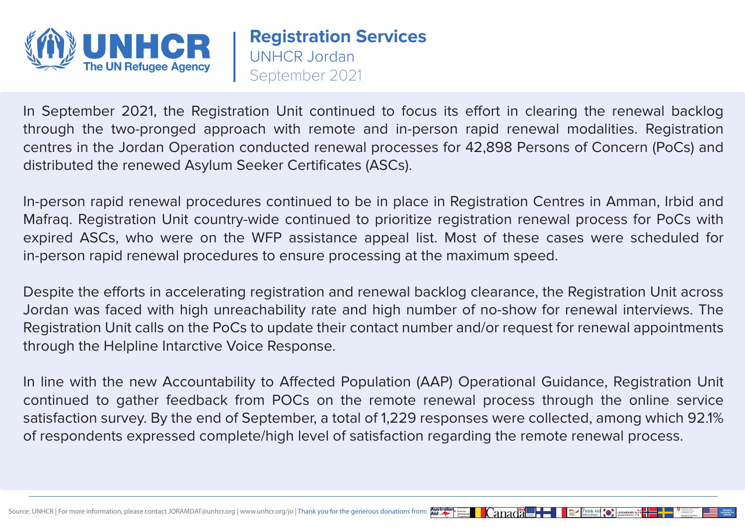# Registration Services

UNHCR Jordan

September 2021

In September 2021, the Registration Unit continued to focus its effort in clearing the renewal backlog through the two-pronged approach with remote and in-person rapid renewal modalities. Registration centres in the Jordan Operation conducted renewal processes for 42,898 Persons of Concern (PoCs) and distributed the renewed Asylum Seeker Certificates (ASCs).

In-person rapid renewal procedures continued to be in place in Registration Centres in Amman, Irbid and Mafraq. Registration Unit country-wide continued to prioritize registration renewal process for PoCs with expired ASCs, who were on the WFP assistance appeal list. Most of these cases were scheduled for in-person rapid renewal procedures to ensure processing at the maximum speed.

Despite the efforts in accelerating registration and renewal backlog clearance, the Registration Unit across Jordan was faced with high unreachability rate and high number of no-show for renewal interviews. The Registration Unit calls on the PoCs to update their contact number and/or request for renewal appointments through the Helpline Intarctive Voice Response.

In line with the new Accountability to Affected Population (AAP) Operational Guidance, Registration Unit continued to gather feedback from POCs on the remote renewal process through the online service satisfaction survey. By the end of September, a total of 1,229 responses were collected, among which 92.1% of respondents expressed complete/high level of satisfaction regarding the remote renewal process.

Source: UNHCR | For more information, please contact JORAMDAT@unhcr.org | www.unhcr.org/jo | Thank you for the generous donations from: